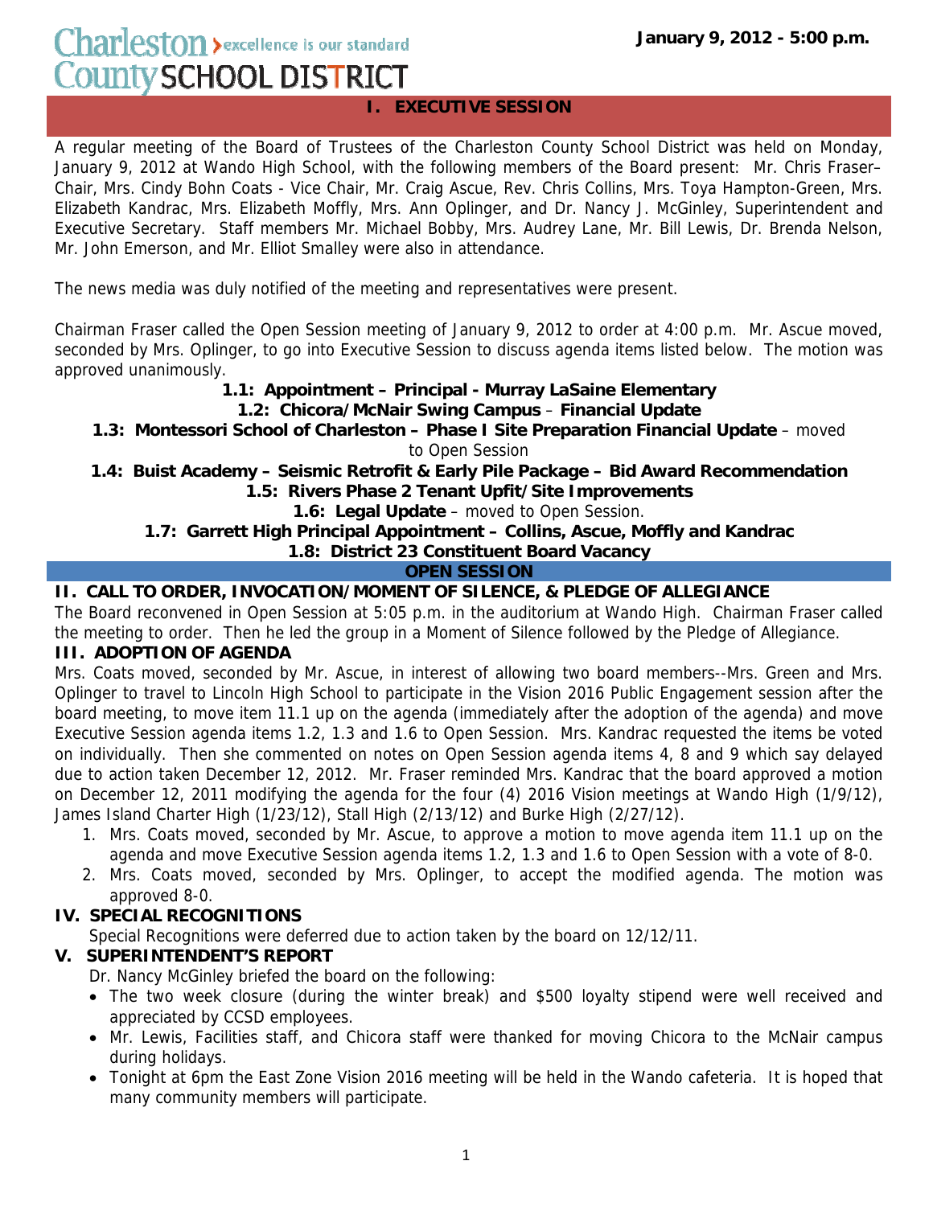Charleston County SCHOOL DISTRICT — excellence is our standard

**January 9, 2012 - 5:00 p.m.**

# I. EXECUTIVE SESSION

A regular meeting of the Board of Trustees of the Charleston County School District was held on Monday, January 9, 2012 at Wando High School, with the following members of the Board present: Mr. Chris Fraser– Chair, Mrs. Cindy Bohn Coats - Vice Chair, Mr. Craig Ascue, Rev. Chris Collins, Mrs. Toya Hampton-Green, Mrs. Elizabeth Kandrac, Mrs. Elizabeth Moffly, Mrs. Ann Oplinger, and Dr. Nancy J. McGinley, Superintendent and Executive Secretary. Staff members Mr. Michael Bobby, Mrs. Audrey Lane, Mr. Bill Lewis, Dr. Brenda Nelson, Mr. John Emerson, and Mr. Elliot Smalley were also in attendance.

The news media was duly notified of the meeting and representatives were present.

Chairman Fraser called the Open Session meeting of January 9, 2012 to order at 4:00 p.m. Mr. Ascue moved, seconded by Mrs. Oplinger, to go into Executive Session to discuss agenda items listed below. The motion was approved unanimously.

**1.1: Appointment – Principal - Murray LaSaine Elementary**

**1.2: Chicora/McNair Swing Campus** – **Financial Update**

**1.3: Montessori School of Charleston – Phase I Site Preparation Financial Update** – moved to Open Session

**1.4: Buist Academy – Seismic Retrofit & Early Pile Package – Bid Award Recommendation**

**1.5: Rivers Phase 2 Tenant Upfit/Site Improvements**

**1.6: Legal Update** – moved to Open Session.

**1.7: Garrett High Principal Appointment – Collins, Ascue, Moffly and Kandrac**

**1.8: District 23 Constituent Board Vacancy**

# OPEN SESSION

## II. CALL TO ORDER, INVOCATION/MOMENT OF SILENCE, & PLEDGE OF ALLEGIANCE

The Board reconvened in Open Session at 5:05 p.m. in the auditorium at Wando High. Chairman Fraser called the meeting to order. Then he led the group in a Moment of Silence followed by the Pledge of Allegiance.

## III. ADOPTION OF AGENDA

Mrs. Coats moved, seconded by Mr. Ascue, in interest of allowing two board members--Mrs. Green and Mrs. Oplinger to travel to Lincoln High School to participate in the Vision 2016 Public Engagement session after the board meeting, to move item 11.1 up on the agenda (immediately after the adoption of the agenda) and move Executive Session agenda items 1.2, 1.3 and 1.6 to Open Session. Mrs. Kandrac requested the items be voted on individually. Then she commented on notes on Open Session agenda items 4, 8 and 9 which say delayed due to action taken December 12, 2012. Mr. Fraser reminded Mrs. Kandrac that the board approved a motion on December 12, 2011 modifying the agenda for the four (4) 2016 Vision meetings at Wando High (1/9/12), James Island Charter High (1/23/12), Stall High (2/13/12) and Burke High (2/27/12).

1. Mrs. Coats moved, seconded by Mr. Ascue, to approve a motion to move agenda item 11.1 up on the agenda and move Executive Session agenda items 1.2, 1.3 and 1.6 to Open Session with a vote of 8-0.
2. Mrs. Coats moved, seconded by Mrs. Oplinger, to accept the modified agenda. The motion was approved 8-0.

## IV. SPECIAL RECOGNITIONS

Special Recognitions were deferred due to action taken by the board on 12/12/11.

## V. SUPERINTENDENT'S REPORT

Dr. Nancy McGinley briefed the board on the following:

- The two week closure (during the winter break) and $500 loyalty stipend were well received and appreciated by CCSD employees.
- Mr. Lewis, Facilities staff, and Chicora staff were thanked for moving Chicora to the McNair campus during holidays.
- Tonight at 6pm the East Zone Vision 2016 meeting will be held in the Wando cafeteria. It is hoped that many community members will participate.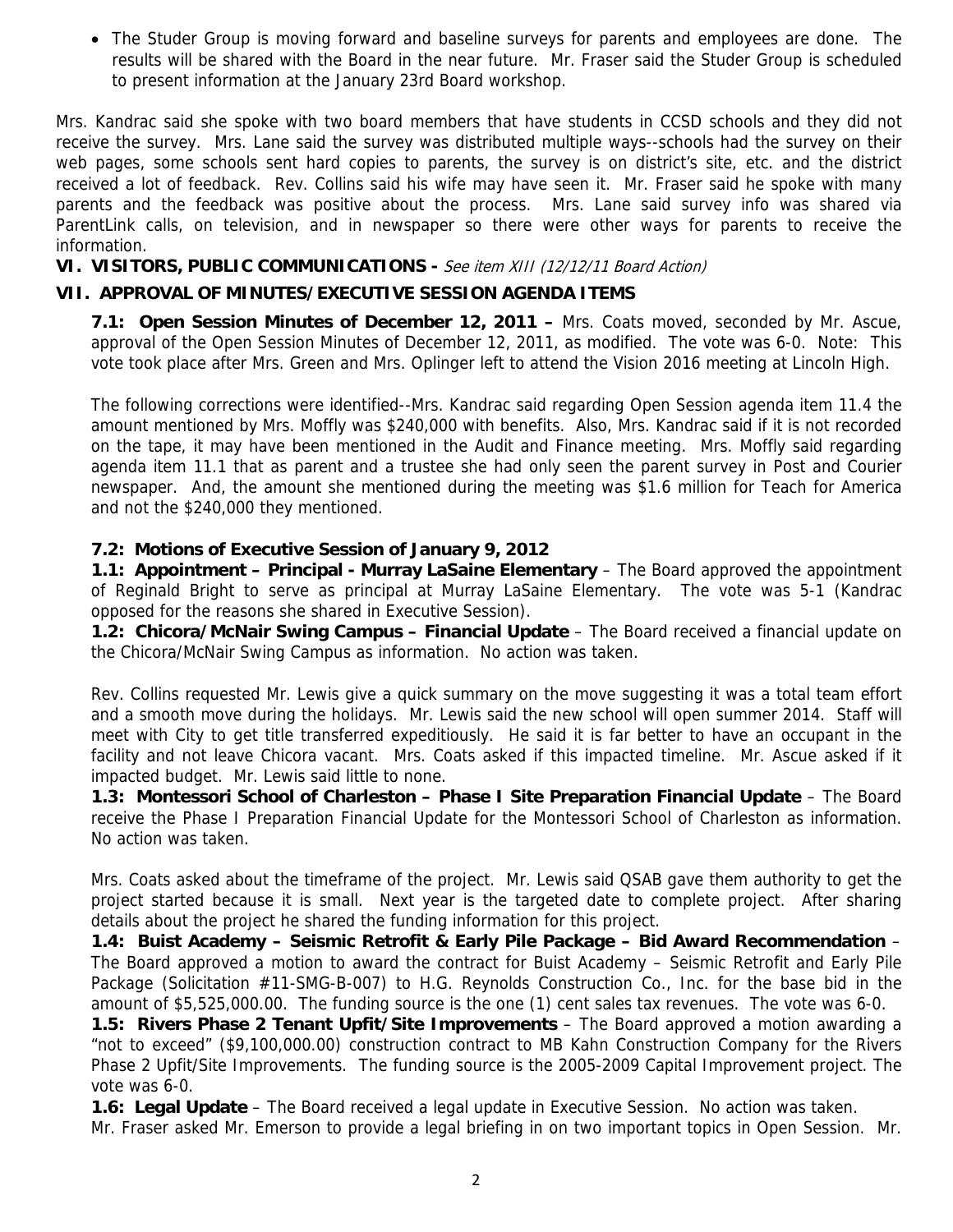- The Studer Group is moving forward and baseline surveys for parents and employees are done. The results will be shared with the Board in the near future. Mr. Fraser said the Studer Group is scheduled to present information at the January 23rd Board workshop.

Mrs. Kandrac said she spoke with two board members that have students in CCSD schools and they did not receive the survey. Mrs. Lane said the survey was distributed multiple ways--schools had the survey on their web pages, some schools sent hard copies to parents, the survey is on district's site, etc. and the district received a lot of feedback. Rev. Collins said his wife may have seen it. Mr. Fraser said he spoke with many parents and the feedback was positive about the process. Mrs. Lane said survey info was shared via ParentLink calls, on television, and in newspaper so there were other ways for parents to receive the information.

## VI. VISITORS, PUBLIC COMMUNICATIONS - *See item XIII (12/12/11 Board Action)*

## VII. APPROVAL OF MINUTES/EXECUTIVE SESSION AGENDA ITEMS

**7.1: Open Session Minutes of December 12, 2011 –** Mrs. Coats moved, seconded by Mr. Ascue, approval of the Open Session Minutes of December 12, 2011, as modified. The vote was 6-0. Note: This vote took place after Mrs. Green and Mrs. Oplinger left to attend the Vision 2016 meeting at Lincoln High.

The following corrections were identified--Mrs. Kandrac said regarding Open Session agenda item 11.4 the amount mentioned by Mrs. Moffly was $240,000 with benefits. Also, Mrs. Kandrac said if it is not recorded on the tape, it may have been mentioned in the Audit and Finance meeting. Mrs. Moffly said regarding agenda item 11.1 that as parent and a trustee she had only seen the parent survey in Post and Courier newspaper. And, the amount she mentioned during the meeting was $1.6 million for Teach for America and not the $240,000 they mentioned.

**7.2: Motions of Executive Session of January 9, 2012**

**1.1: Appointment – Principal - Murray LaSaine Elementary** – The Board approved the appointment of Reginald Bright to serve as principal at Murray LaSaine Elementary. The vote was 5-1 (Kandrac opposed for the reasons she shared in Executive Session).

**1.2: Chicora/McNair Swing Campus – Financial Update** – The Board received a financial update on the Chicora/McNair Swing Campus as information. No action was taken.

Rev. Collins requested Mr. Lewis give a quick summary on the move suggesting it was a total team effort and a smooth move during the holidays. Mr. Lewis said the new school will open summer 2014. Staff will meet with City to get title transferred expeditiously. He said it is far better to have an occupant in the facility and not leave Chicora vacant. Mrs. Coats asked if this impacted timeline. Mr. Ascue asked if it impacted budget. Mr. Lewis said little to none.

**1.3: Montessori School of Charleston – Phase I Site Preparation Financial Update** – The Board receive the Phase I Preparation Financial Update for the Montessori School of Charleston as information. No action was taken.

Mrs. Coats asked about the timeframe of the project. Mr. Lewis said QSAB gave them authority to get the project started because it is small. Next year is the targeted date to complete project. After sharing details about the project he shared the funding information for this project.

**1.4: Buist Academy – Seismic Retrofit & Early Pile Package – Bid Award Recommendation** – The Board approved a motion to award the contract for Buist Academy – Seismic Retrofit and Early Pile Package (Solicitation #11-SMG-B-007) to H.G. Reynolds Construction Co., Inc. for the base bid in the amount of $5,525,000.00. The funding source is the one (1) cent sales tax revenues. The vote was 6-0.

**1.5: Rivers Phase 2 Tenant Upfit/Site Improvements** – The Board approved a motion awarding a "not to exceed" ($9,100,000.00) construction contract to MB Kahn Construction Company for the Rivers Phase 2 Upfit/Site Improvements. The funding source is the 2005-2009 Capital Improvement project. The vote was 6-0.

**1.6: Legal Update** – The Board received a legal update in Executive Session. No action was taken.
Mr. Fraser asked Mr. Emerson to provide a legal briefing in on two important topics in Open Session. Mr.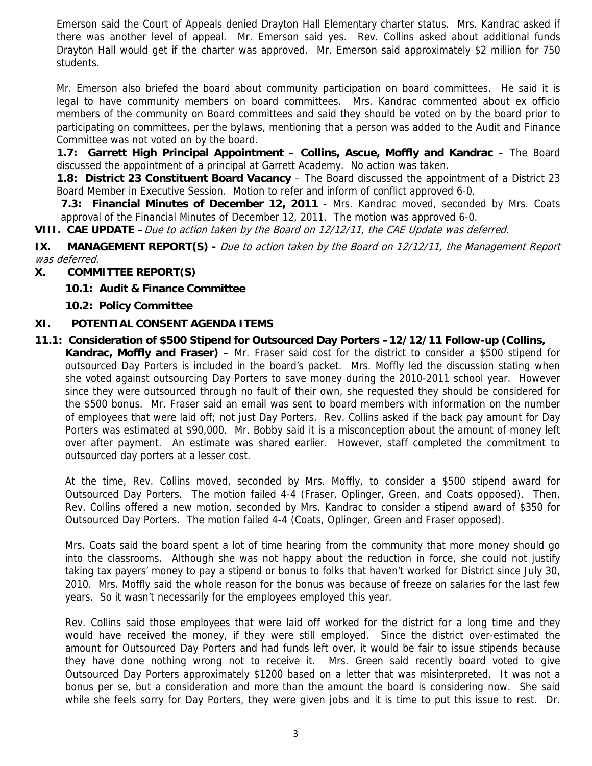Emerson said the Court of Appeals denied Drayton Hall Elementary charter status. Mrs. Kandrac asked if there was another level of appeal. Mr. Emerson said yes. Rev. Collins asked about additional funds Drayton Hall would get if the charter was approved. Mr. Emerson said approximately $2 million for 750 students.

Mr. Emerson also briefed the board about community participation on board committees. He said it is legal to have community members on board committees. Mrs. Kandrac commented about ex officio members of the community on Board committees and said they should be voted on by the board prior to participating on committees, per the bylaws, mentioning that a person was added to the Audit and Finance Committee was not voted on by the board.

**1.7: Garrett High Principal Appointment – Collins, Ascue, Moffly and Kandrac** – The Board discussed the appointment of a principal at Garrett Academy. No action was taken.

**1.8: District 23 Constituent Board Vacancy** – The Board discussed the appointment of a District 23 Board Member in Executive Session. Motion to refer and inform of conflict approved 6-0.

**7.3: Financial Minutes of December 12, 2011** - Mrs. Kandrac moved, seconded by Mrs. Coats approval of the Financial Minutes of December 12, 2011. The motion was approved 6-0.

**VIII. CAE UPDATE –** *Due to action taken by the Board on 12/12/11, the CAE Update was deferred.*

**IX. MANAGEMENT REPORT(S) -** *Due to action taken by the Board on 12/12/11, the Management Report was deferred.*

**X. COMMITTEE REPORT(S)**

**10.1: Audit & Finance Committee**

**10.2: Policy Committee**

**XI. POTENTIAL CONSENT AGENDA ITEMS**

**11.1: Consideration of $500 Stipend for Outsourced Day Porters – 12/12/11 Follow-up (Collins, Kandrac, Moffly and Fraser)** – Mr. Fraser said cost for the district to consider a $500 stipend for outsourced Day Porters is included in the board's packet. Mrs. Moffly led the discussion stating when she voted against outsourcing Day Porters to save money during the 2010-2011 school year. However since they were outsourced through no fault of their own, she requested they should be considered for the $500 bonus. Mr. Fraser said an email was sent to board members with information on the number of employees that were laid off; not just Day Porters. Rev. Collins asked if the back pay amount for Day Porters was estimated at $90,000. Mr. Bobby said it is a misconception about the amount of money left over after payment. An estimate was shared earlier. However, staff completed the commitment to outsourced day porters at a lesser cost.

At the time, Rev. Collins moved, seconded by Mrs. Moffly, to consider a $500 stipend award for Outsourced Day Porters. The motion failed 4-4 (Fraser, Oplinger, Green, and Coats opposed). Then, Rev. Collins offered a new motion, seconded by Mrs. Kandrac to consider a stipend award of $350 for Outsourced Day Porters. The motion failed 4-4 (Coats, Oplinger, Green and Fraser opposed).

Mrs. Coats said the board spent a lot of time hearing from the community that more money should go into the classrooms. Although she was not happy about the reduction in force, she could not justify taking tax payers' money to pay a stipend or bonus to folks that haven't worked for District since July 30, 2010. Mrs. Moffly said the whole reason for the bonus was because of freeze on salaries for the last few years. So it wasn't necessarily for the employees employed this year.

Rev. Collins said those employees that were laid off worked for the district for a long time and they would have received the money, if they were still employed. Since the district over-estimated the amount for Outsourced Day Porters and had funds left over, it would be fair to issue stipends because they have done nothing wrong not to receive it. Mrs. Green said recently board voted to give Outsourced Day Porters approximately $1200 based on a letter that was misinterpreted. It was not a bonus per se, but a consideration and more than the amount the board is considering now. She said while she feels sorry for Day Porters, they were given jobs and it is time to put this issue to rest. Dr.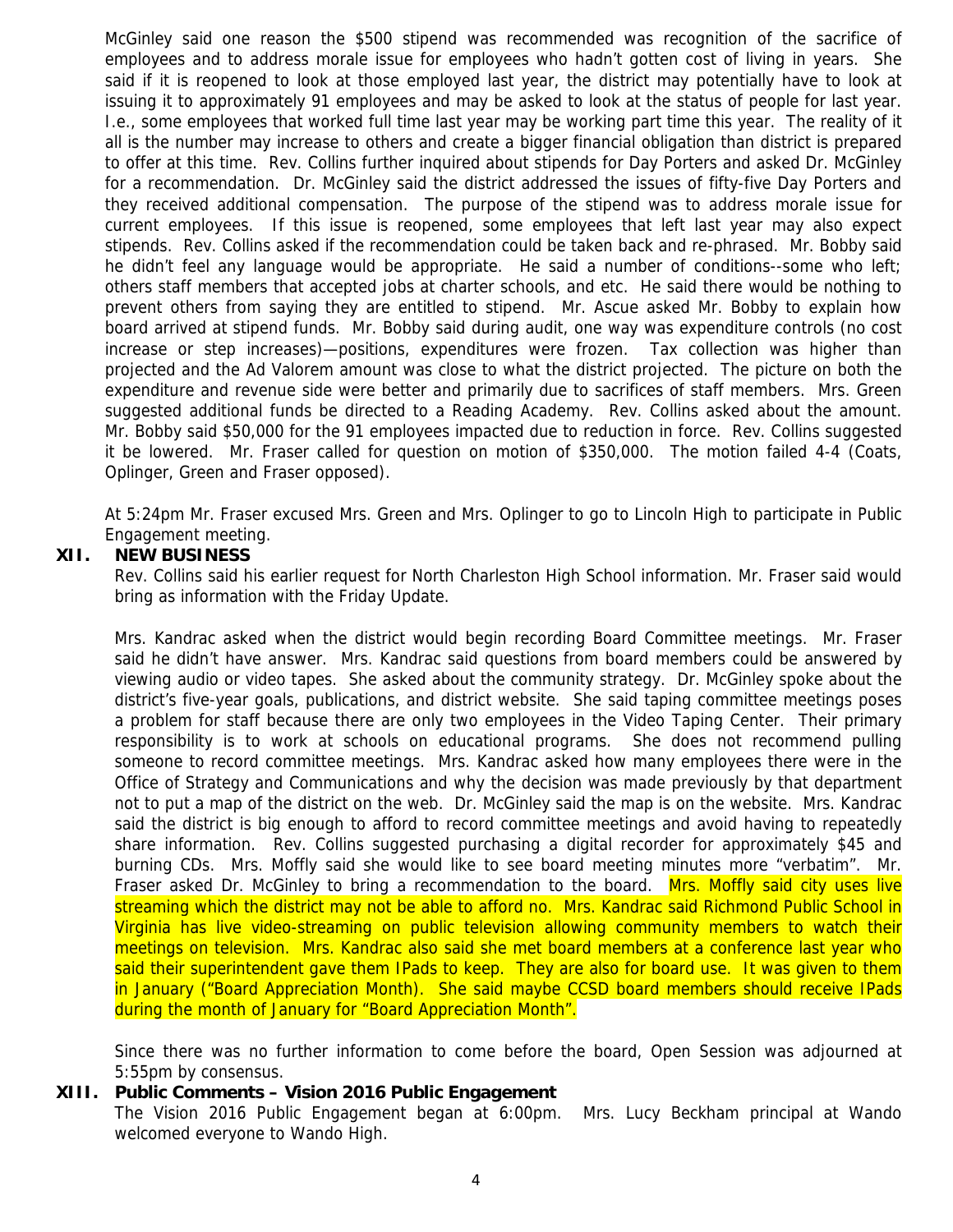McGinley said one reason the $500 stipend was recommended was recognition of the sacrifice of employees and to address morale issue for employees who hadn't gotten cost of living in years. She said if it is reopened to look at those employed last year, the district may potentially have to look at issuing it to approximately 91 employees and may be asked to look at the status of people for last year. I.e., some employees that worked full time last year may be working part time this year. The reality of it all is the number may increase to others and create a bigger financial obligation than district is prepared to offer at this time. Rev. Collins further inquired about stipends for Day Porters and asked Dr. McGinley for a recommendation. Dr. McGinley said the district addressed the issues of fifty-five Day Porters and they received additional compensation. The purpose of the stipend was to address morale issue for current employees. If this issue is reopened, some employees that left last year may also expect stipends. Rev. Collins asked if the recommendation could be taken back and re-phrased. Mr. Bobby said he didn't feel any language would be appropriate. He said a number of conditions--some who left; others staff members that accepted jobs at charter schools, and etc. He said there would be nothing to prevent others from saying they are entitled to stipend. Mr. Ascue asked Mr. Bobby to explain how board arrived at stipend funds. Mr. Bobby said during audit, one way was expenditure controls (no cost increase or step increases)—positions, expenditures were frozen. Tax collection was higher than projected and the Ad Valorem amount was close to what the district projected. The picture on both the expenditure and revenue side were better and primarily due to sacrifices of staff members. Mrs. Green suggested additional funds be directed to a Reading Academy. Rev. Collins asked about the amount. Mr. Bobby said $50,000 for the 91 employees impacted due to reduction in force. Rev. Collins suggested it be lowered. Mr. Fraser called for question on motion of $350,000. The motion failed 4-4 (Coats, Oplinger, Green and Fraser opposed).

At 5:24pm Mr. Fraser excused Mrs. Green and Mrs. Oplinger to go to Lincoln High to participate in Public Engagement meeting.

## XII. NEW BUSINESS

Rev. Collins said his earlier request for North Charleston High School information. Mr. Fraser said would bring as information with the Friday Update.

Mrs. Kandrac asked when the district would begin recording Board Committee meetings. Mr. Fraser said he didn't have answer. Mrs. Kandrac said questions from board members could be answered by viewing audio or video tapes. She asked about the community strategy. Dr. McGinley spoke about the district's five-year goals, publications, and district website. She said taping committee meetings poses a problem for staff because there are only two employees in the Video Taping Center. Their primary responsibility is to work at schools on educational programs. She does not recommend pulling someone to record committee meetings. Mrs. Kandrac asked how many employees there were in the Office of Strategy and Communications and why the decision was made previously by that department not to put a map of the district on the web. Dr. McGinley said the map is on the website. Mrs. Kandrac said the district is big enough to afford to record committee meetings and avoid having to repeatedly share information. Rev. Collins suggested purchasing a digital recorder for approximately $45 and burning CDs. Mrs. Moffly said she would like to see board meeting minutes more "verbatim". Mr. Fraser asked Dr. McGinley to bring a recommendation to the board. Mrs. Moffly said city uses live streaming which the district may not be able to afford no. Mrs. Kandrac said Richmond Public School in Virginia has live video-streaming on public television allowing community members to watch their meetings on television. Mrs. Kandrac also said she met board members at a conference last year who said their superintendent gave them IPads to keep. They are also for board use. It was given to them in January ("Board Appreciation Month). She said maybe CCSD board members should receive IPads during the month of January for "Board Appreciation Month".

Since there was no further information to come before the board, Open Session was adjourned at 5:55pm by consensus.

## XIII. Public Comments – Vision 2016 Public Engagement

The Vision 2016 Public Engagement began at 6:00pm. Mrs. Lucy Beckham principal at Wando welcomed everyone to Wando High.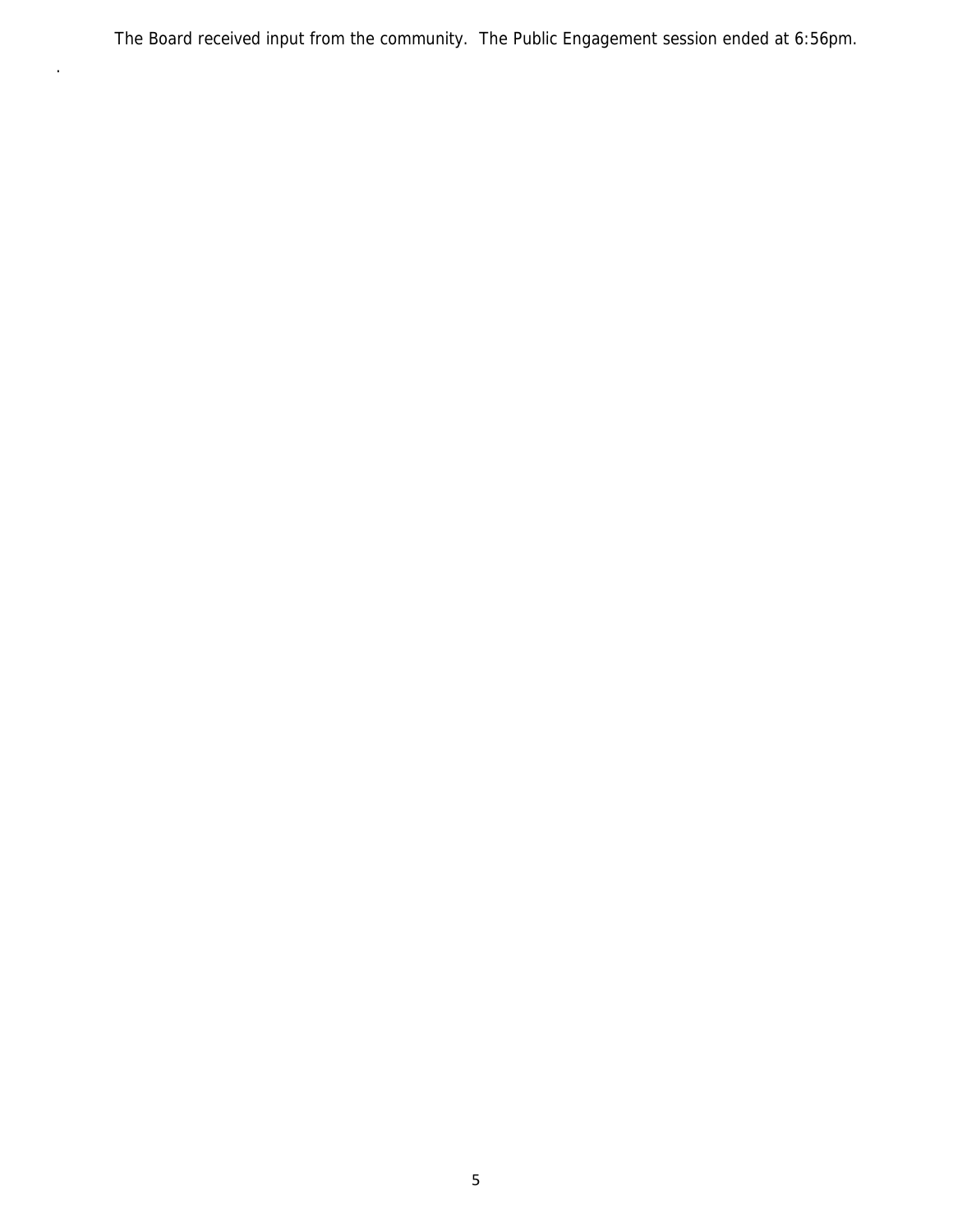The Board received input from the community. The Public Engagement session ended at 6:56pm.

.